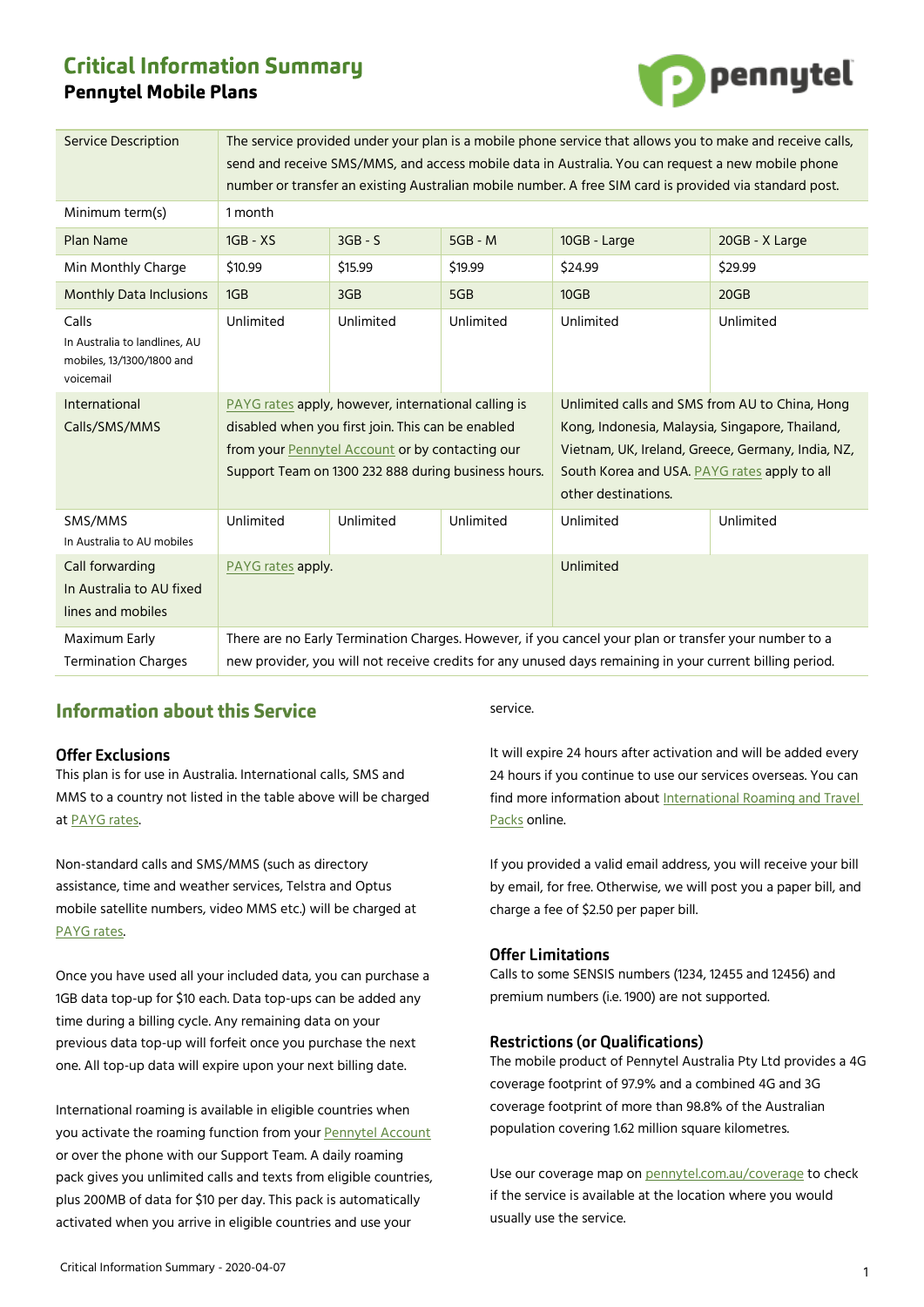# Critical Information Summary

## Pennytel Mobile Plans

| Service Description | The service provided under your plan is a mobile phone service that allows you to make and receive calls, send and receive SMS/MMS, and access mobile data in Australia. You can request a new mobile phone number or transfer an existing Australian mobile number. A free SIM card is provided via standard post. | | | | |
|---|---|---|---|---|---|
| Minimum term(s) | 1 month | | | | |
| Plan Name | 1GB - XS | 3GB - S | 5GB - M | 10GB - Large | 20GB - X Large |
| Min Monthly Charge | $10.99 | $15.99 | $19.99 | $24.99 | $29.99 |
| Monthly Data Inclusions | 1GB | 3GB | 5GB | 10GB | 20GB |
| Calls<br>In Australia to landlines, AU mobiles, 13/1300/1800 and voicemail | Unlimited | Unlimited | Unlimited | Unlimited | Unlimited |
| International Calls/SMS/MMS | PAYG rates apply, however, international calling is disabled when you first join. This can be enabled from your Pennytel Account or by contacting our Support Team on 1300 232 888 during business hours. | | | Unlimited calls and SMS from AU to China, Hong Kong, Indonesia, Malaysia, Singapore, Thailand, Vietnam, UK, Ireland, Greece, Germany, India, NZ, South Korea and USA. PAYG rates apply to all other destinations. | |
| SMS/MMS<br>In Australia to AU mobiles | Unlimited | Unlimited | Unlimited | Unlimited | Unlimited |
| Call forwarding<br>In Australia to AU fixed lines and mobiles | PAYG rates apply. | | | Unlimited | |
| Maximum Early Termination Charges | There are no Early Termination Charges. However, if you cancel your plan or transfer your number to a new provider, you will not receive credits for any unused days remaining in your current billing period. | | | | |

## Information about this Service

### Offer Exclusions

This plan is for use in Australia. International calls, SMS and MMS to a country not listed in the table above will be charged at PAYG rates.

Non-standard calls and SMS/MMS (such as directory assistance, time and weather services, Telstra and Optus mobile satellite numbers, video MMS etc.) will be charged at PAYG rates.

Once you have used all your included data, you can purchase a 1GB data top-up for $10 each. Data top-ups can be added any time during a billing cycle. Any remaining data on your previous data top-up will forfeit once you purchase the next one. All top-up data will expire upon your next billing date.

International roaming is available in eligible countries when you activate the roaming function from your Pennytel Account or over the phone with our Support Team. A daily roaming pack gives you unlimited calls and texts from eligible countries, plus 200MB of data for $10 per day. This pack is automatically activated when you arrive in eligible countries and use your service.

It will expire 24 hours after activation and will be added every 24 hours if you continue to use our services overseas. You can find more information about International Roaming and Travel Packs online.

If you provided a valid email address, you will receive your bill by email, for free. Otherwise, we will post you a paper bill, and charge a fee of $2.50 per paper bill.

### Offer Limitations

Calls to some SENSIS numbers (1234, 12455 and 12456) and premium numbers (i.e. 1900) are not supported.

### Restrictions (or Qualifications)

The mobile product of Pennytel Australia Pty Ltd provides a 4G coverage footprint of 97.9% and a combined 4G and 3G coverage footprint of more than 98.8% of the Australian population covering 1.62 million square kilometres.

Use our coverage map on pennytel.com.au/coverage to check if the service is available at the location where you would usually use the service.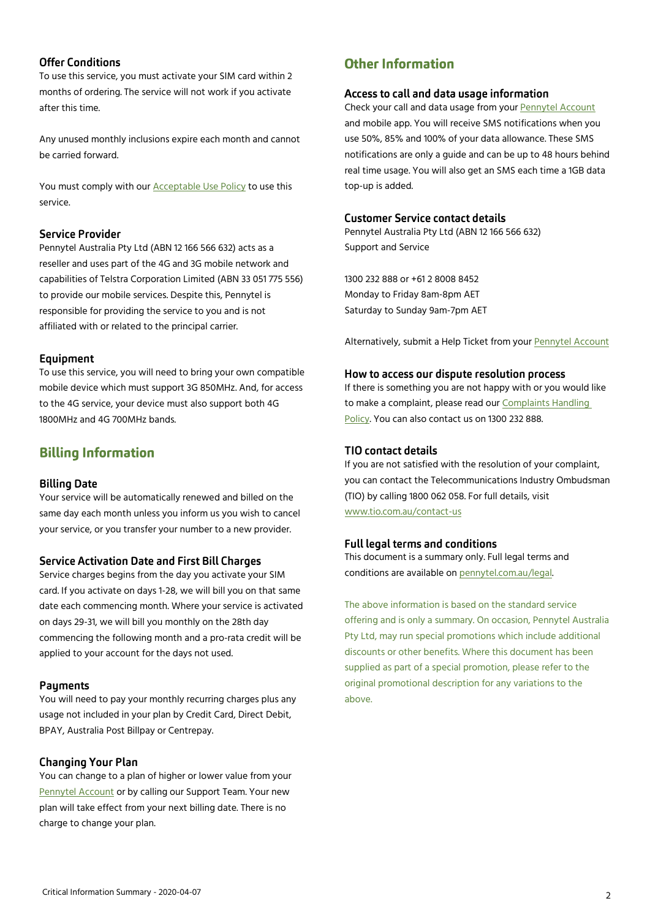### Offer Conditions

To use this service, you must activate your SIM card within 2 months of ordering. The service will not work if you activate after this time.

Any unused monthly inclusions expire each month and cannot be carried forward.

You must comply with our Acceptable Use Policy to use this service.

### Service Provider

Pennytel Australia Pty Ltd (ABN 12 166 566 632) acts as a reseller and uses part of the 4G and 3G mobile network and capabilities of Telstra Corporation Limited (ABN 33 051 775 556) to provide our mobile services. Despite this, Pennytel is responsible for providing the service to you and is not affiliated with or related to the principal carrier.

### Equipment

To use this service, you will need to bring your own compatible mobile device which must support 3G 850MHz. And, for access to the 4G service, your device must also support both 4G 1800MHz and 4G 700MHz bands.

## Billing Information

### Billing Date

Your service will be automatically renewed and billed on the same day each month unless you inform us you wish to cancel your service, or you transfer your number to a new provider.

### Service Activation Date and First Bill Charges

Service charges begins from the day you activate your SIM card. If you activate on days 1-28, we will bill you on that same date each commencing month. Where your service is activated on days 29-31, we will bill you monthly on the 28th day commencing the following month and a pro-rata credit will be applied to your account for the days not used.

### Payments

You will need to pay your monthly recurring charges plus any usage not included in your plan by Credit Card, Direct Debit, BPAY, Australia Post Billpay or Centrepay.

### Changing Your Plan

You can change to a plan of higher or lower value from your Pennytel Account or by calling our Support Team. Your new plan will take effect from your next billing date. There is no charge to change your plan.

## Other Information

### Access to call and data usage information

Check your call and data usage from your Pennytel Account and mobile app. You will receive SMS notifications when you use 50%, 85% and 100% of your data allowance. These SMS notifications are only a guide and can be up to 48 hours behind real time usage. You will also get an SMS each time a 1GB data top-up is added.

### Customer Service contact details

Pennytel Australia Pty Ltd (ABN 12 166 566 632)
Support and Service

1300 232 888 or +61 2 8008 8452
Monday to Friday 8am-8pm AET
Saturday to Sunday 9am-7pm AET

Alternatively, submit a Help Ticket from your Pennytel Account

### How to access our dispute resolution process

If there is something you are not happy with or you would like to make a complaint, please read our Complaints Handling Policy. You can also contact us on 1300 232 888.

### TIO contact details

If you are not satisfied with the resolution of your complaint, you can contact the Telecommunications Industry Ombudsman (TIO) by calling 1800 062 058. For full details, visit www.tio.com.au/contact-us

### Full legal terms and conditions

This document is a summary only. Full legal terms and conditions are available on pennytel.com.au/legal.

The above information is based on the standard service offering and is only a summary. On occasion, Pennytel Australia Pty Ltd, may run special promotions which include additional discounts or other benefits. Where this document has been supplied as part of a special promotion, please refer to the original promotional description for any variations to the above.